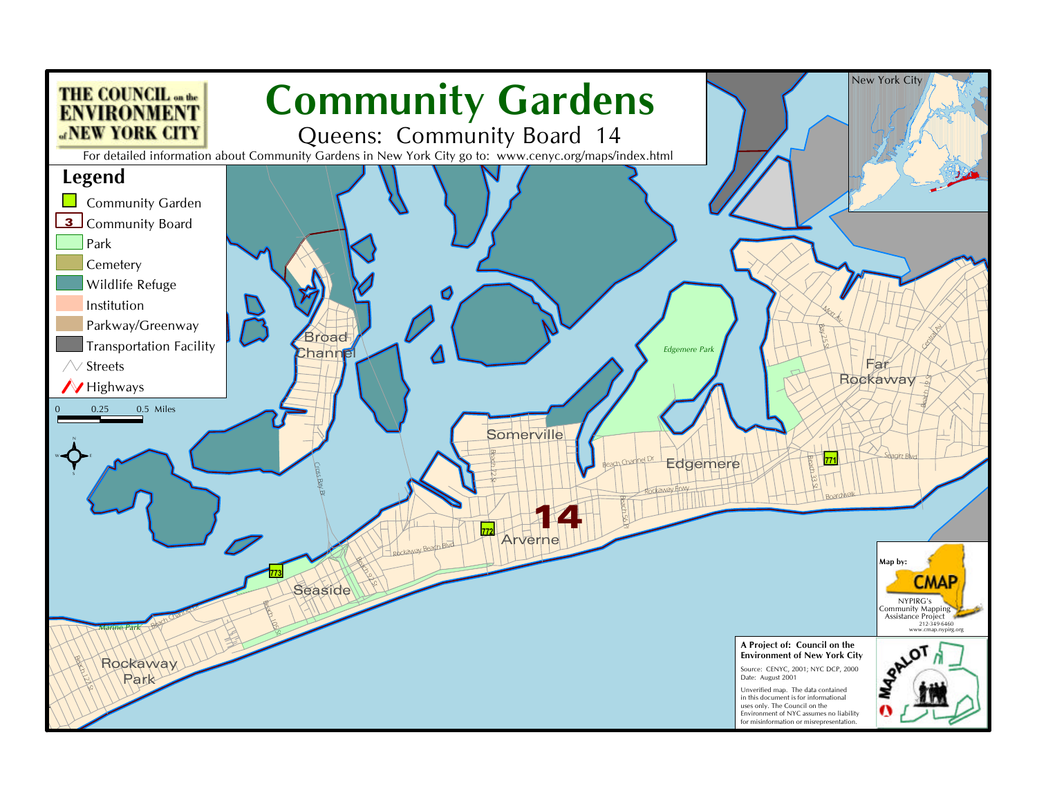THE COUNCIL on the ENVIRONMENT of NEW YORK CITY

# Community Gardens

## Queens: Community Board 14

For detailed information about Community Gardens in New York City go to: www.cenyc.org/maps/index.html

### Legend

- Community Garden
- 3 Community Board
- Park
- Cemetery
- Wildlife Refuge
- Institution
- Parkway/Greenway
- Transportation Facility
- Streets
- Highways

0 0.25 0.5 Miles

New York City

Broad Channel

Somerville

Edgemere Park

Far Rockaway

Edgemere

Arverne

Seaside

Rockaway Park

Marine Park

14

771

772

773

Mott Av

Bay 25 St

Central Av

Beach 19 St

Seagirt Blvd

Beach 33 St

Boardwalk

Beach Channel Dr

Rockaway Fwy

Beach 56 Pl

Beach 72 St

Rockaway Beach Blvd

Cross Bay Bl

Beach 91 St

Beach 105 St

Beach 121 St

Map by: CMAP

NYPIRG's Community Mapping Assistance Project

212-349-6460

www.cmap.nypirg.org

**A Project of: Council on the Environment of New York City**

Source: CENYC, 2001; NYC DCP, 2000

Date: August 2001

Unverified map. The data contained in this document is for informational uses only. The Council on the Environment of NYC assumes no liability for misinformation or misrepresentation.

MAPALOT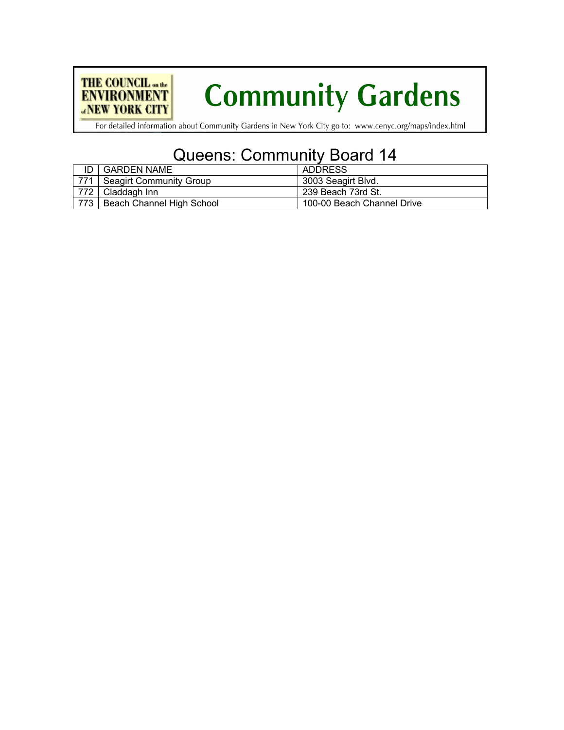THE COUNCIL on the ENVIRONMENT of NEW YORK CITY

# Community Gardens

For detailed information about Community Gardens in New York City go to: www.cenyc.org/maps/index.html

## Queens: Community Board 14

| ID | GARDEN NAME | ADDRESS |
|---|---|---|
| 771 | Seagirt Community Group | 3003 Seagirt Blvd. |
| 772 | Claddagh Inn | 239 Beach 73rd St. |
| 773 | Beach Channel High School | 100-00 Beach Channel Drive |